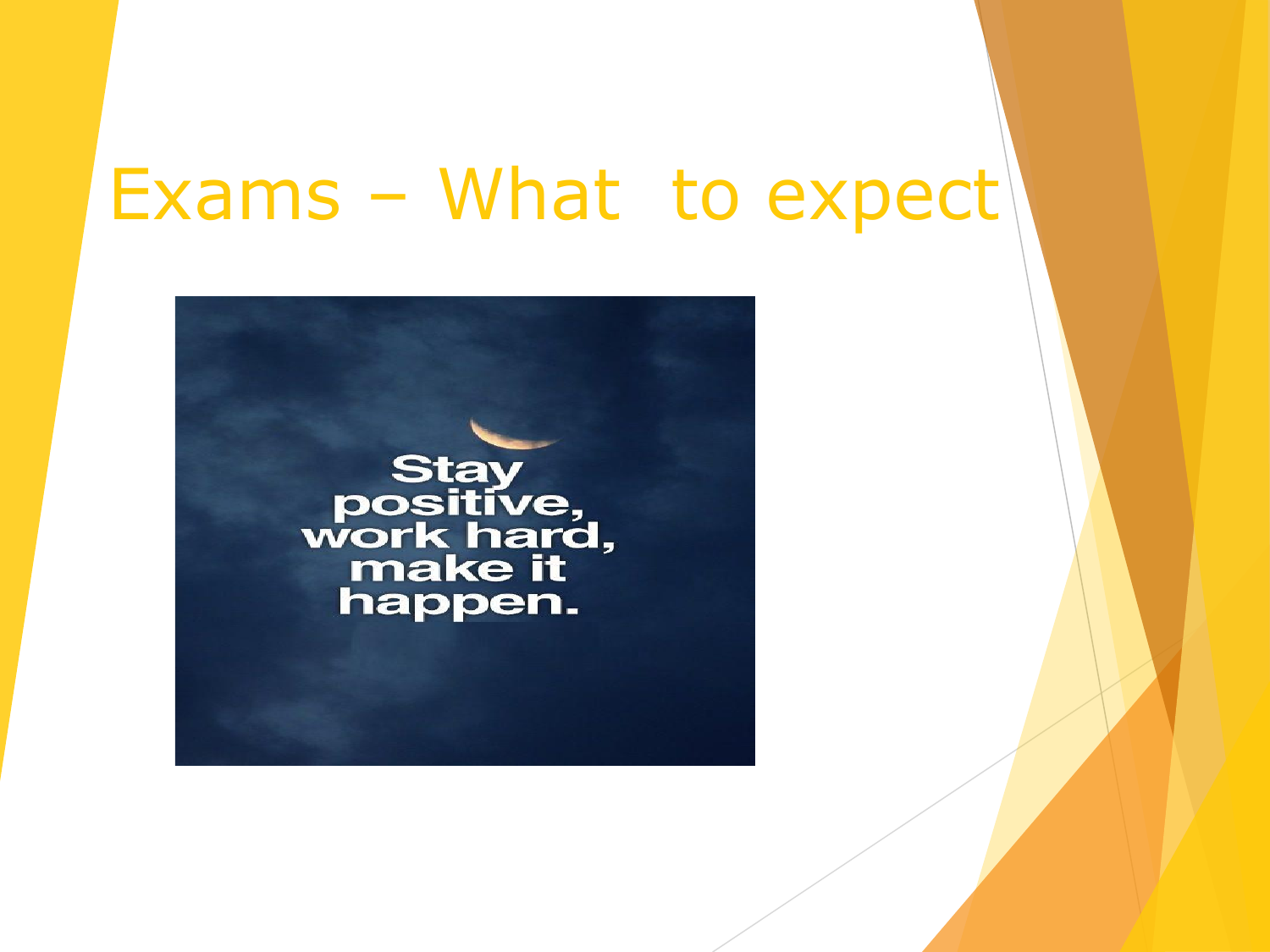# Exams – What to expect

Stay positive, work hard, make it happen.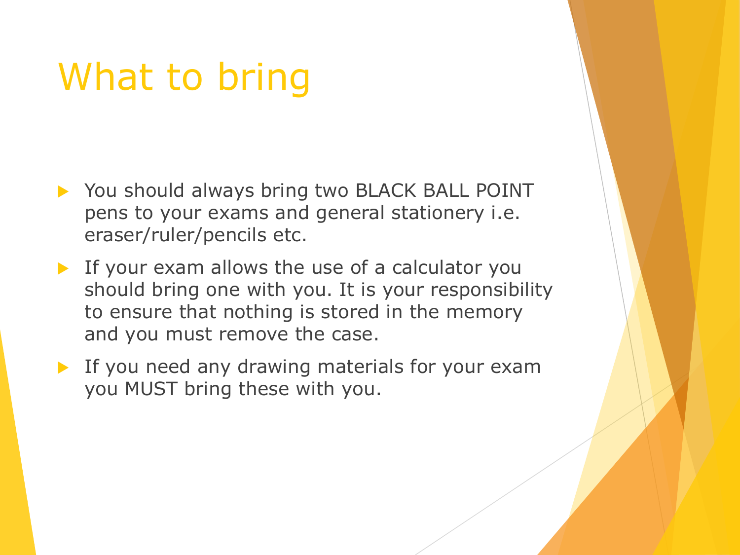# What to bring

- You should always bring two BLACK BALL POINT pens to your exams and general stationery i.e. eraser/ruler/pencils etc.
- If your exam allows the use of a calculator you should bring one with you. It is your responsibility to ensure that nothing is stored in the memory and you must remove the case.
- If you need any drawing materials for your exam you MUST bring these with you.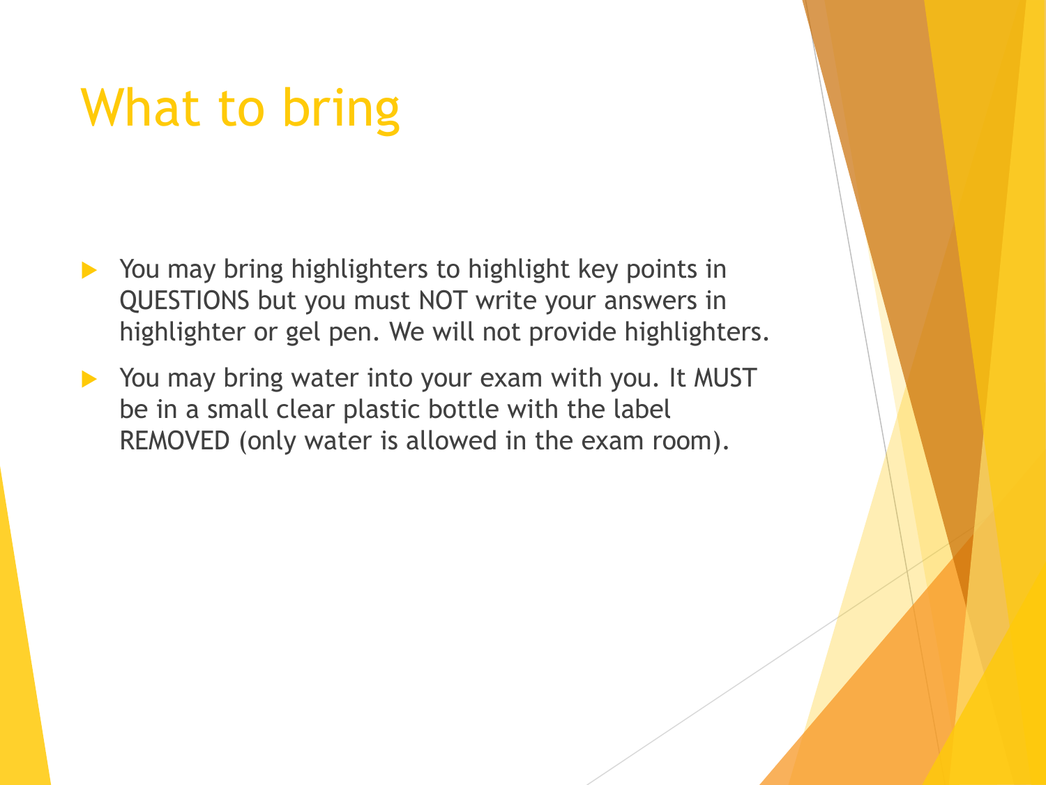# What to bring

- You may bring highlighters to highlight key points in QUESTIONS but you must NOT write your answers in highlighter or gel pen. We will not provide highlighters.
- You may bring water into your exam with you. It MUST be in a small clear plastic bottle with the label REMOVED (only water is allowed in the exam room).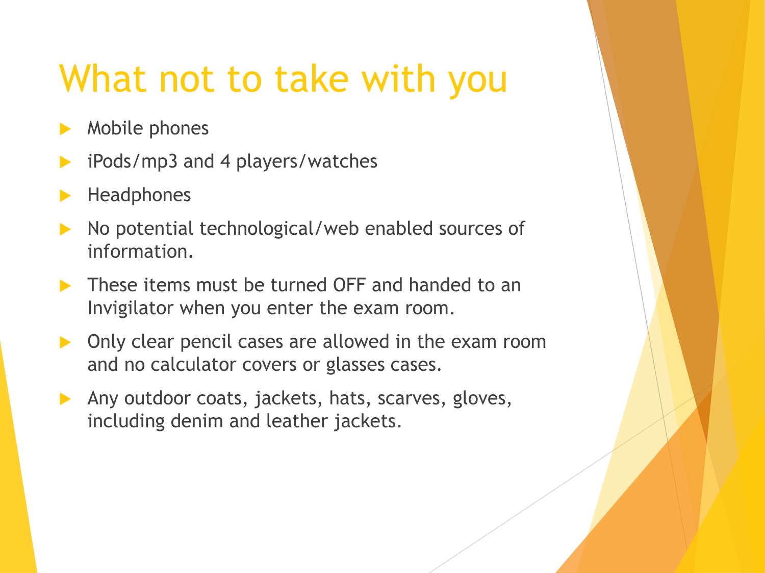# What not to take with you

- Mobile phones
- iPods/mp3 and 4 players/watches
- Headphones
- No potential technological/web enabled sources of information.
- These items must be turned OFF and handed to an Invigilator when you enter the exam room.
- Only clear pencil cases are allowed in the exam room and no calculator covers or glasses cases.
- Any outdoor coats, jackets, hats, scarves, gloves, including denim and leather jackets.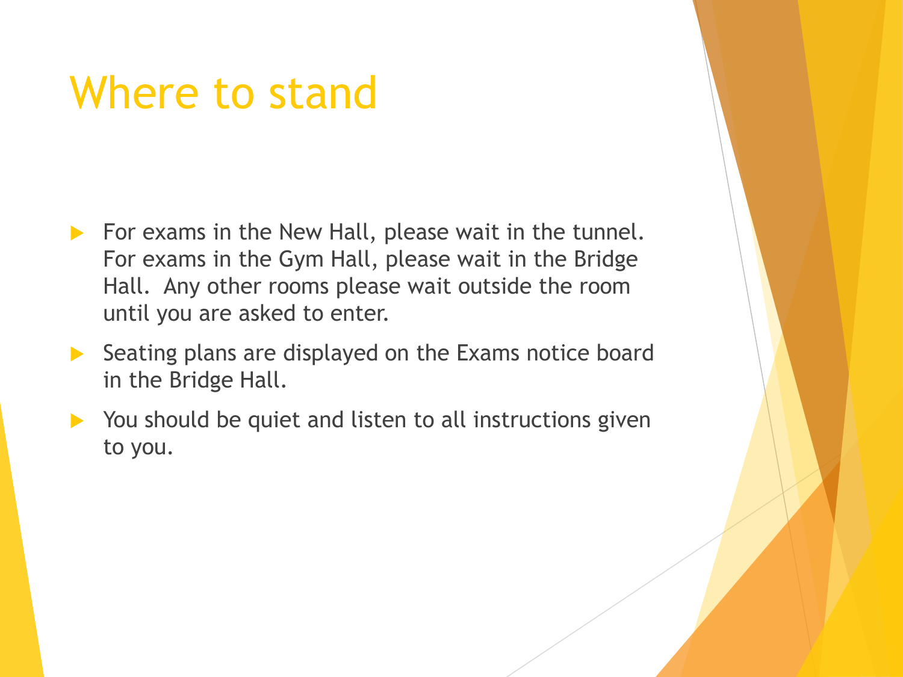# Where to stand

- For exams in the New Hall, please wait in the tunnel. For exams in the Gym Hall, please wait in the Bridge Hall. Any other rooms please wait outside the room until you are asked to enter.
- Seating plans are displayed on the Exams notice board in the Bridge Hall.
- You should be quiet and listen to all instructions given to you.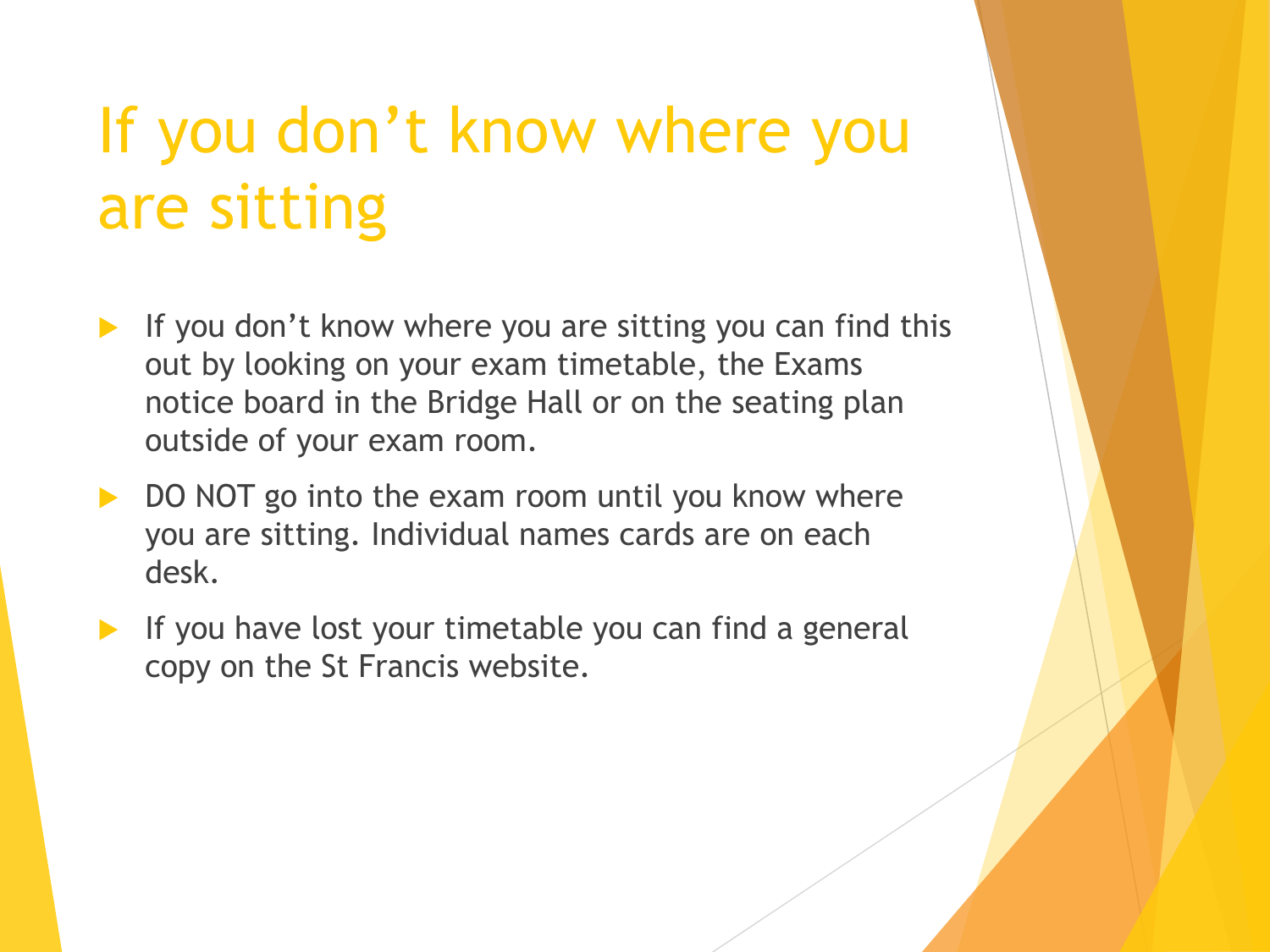# If you don't know where you are sitting

- If you don't know where you are sitting you can find this out by looking on your exam timetable, the Exams notice board in the Bridge Hall or on the seating plan outside of your exam room.
- DO NOT go into the exam room until you know where you are sitting. Individual names cards are on each desk.
- If you have lost your timetable you can find a general copy on the St Francis website.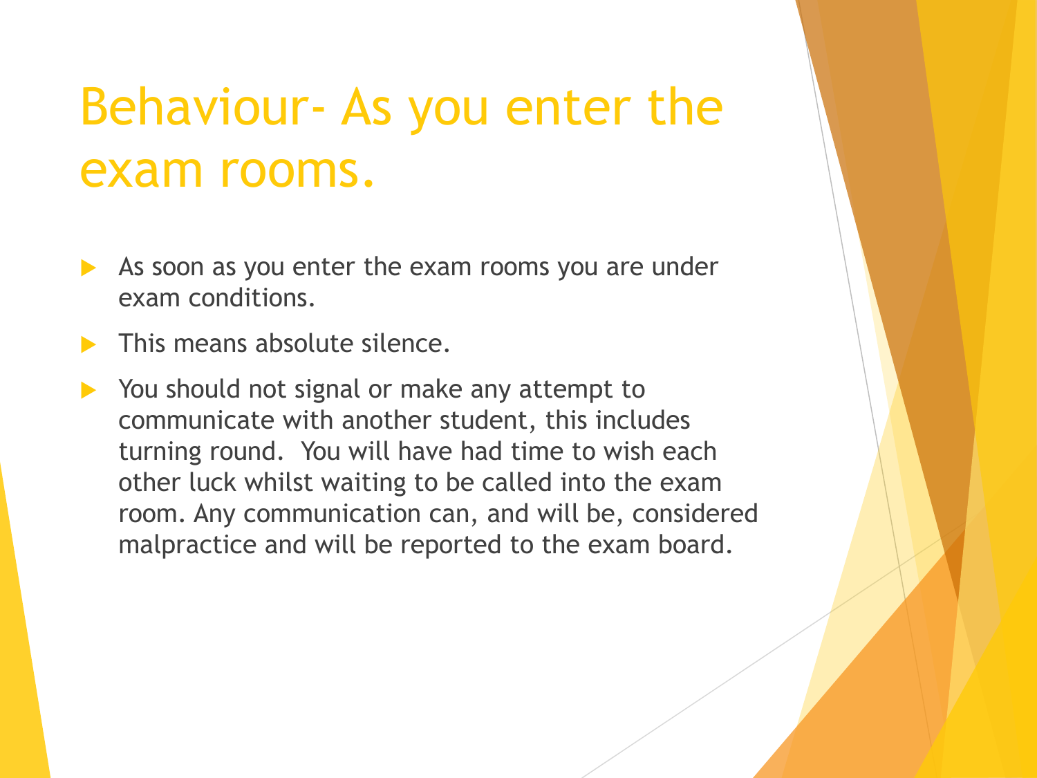# Behaviour- As you enter the exam rooms.

- As soon as you enter the exam rooms you are under exam conditions.
- This means absolute silence.
- You should not signal or make any attempt to communicate with another student, this includes turning round. You will have had time to wish each other luck whilst waiting to be called into the exam room. Any communication can, and will be, considered malpractice and will be reported to the exam board.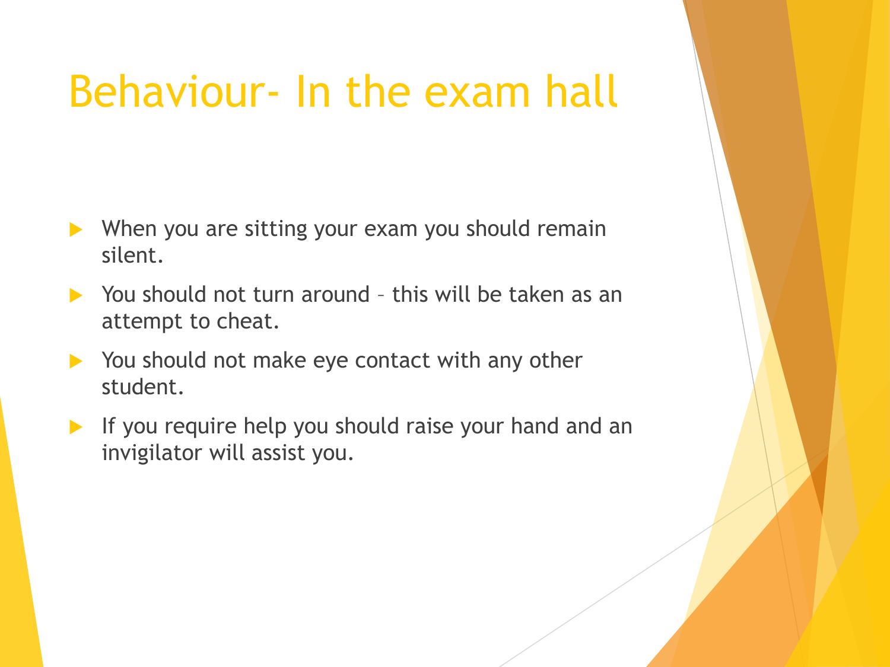# Behaviour- In the exam hall

- When you are sitting your exam you should remain silent.
- You should not turn around – this will be taken as an attempt to cheat.
- You should not make eye contact with any other student.
- If you require help you should raise your hand and an invigilator will assist you.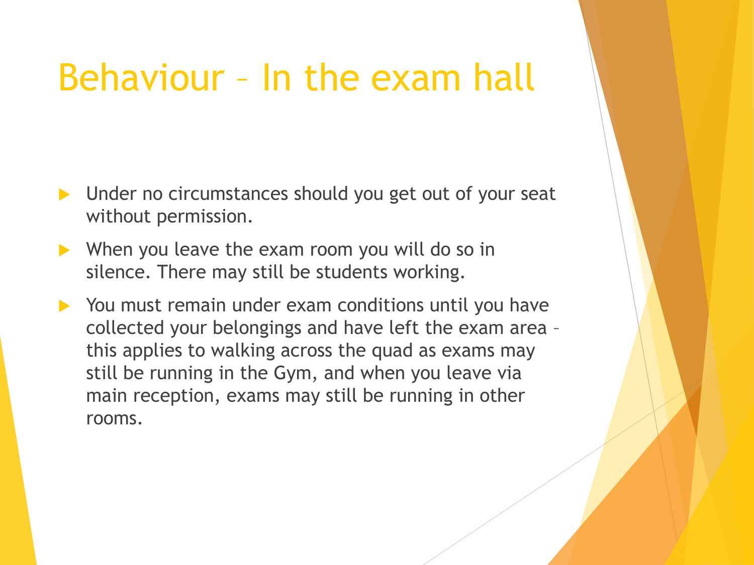# Behaviour – In the exam hall

- Under no circumstances should you get out of your seat without permission.
- When you leave the exam room you will do so in silence. There may still be students working.
- You must remain under exam conditions until you have collected your belongings and have left the exam area – this applies to walking across the quad as exams may still be running in the Gym, and when you leave via main reception, exams may still be running in other rooms.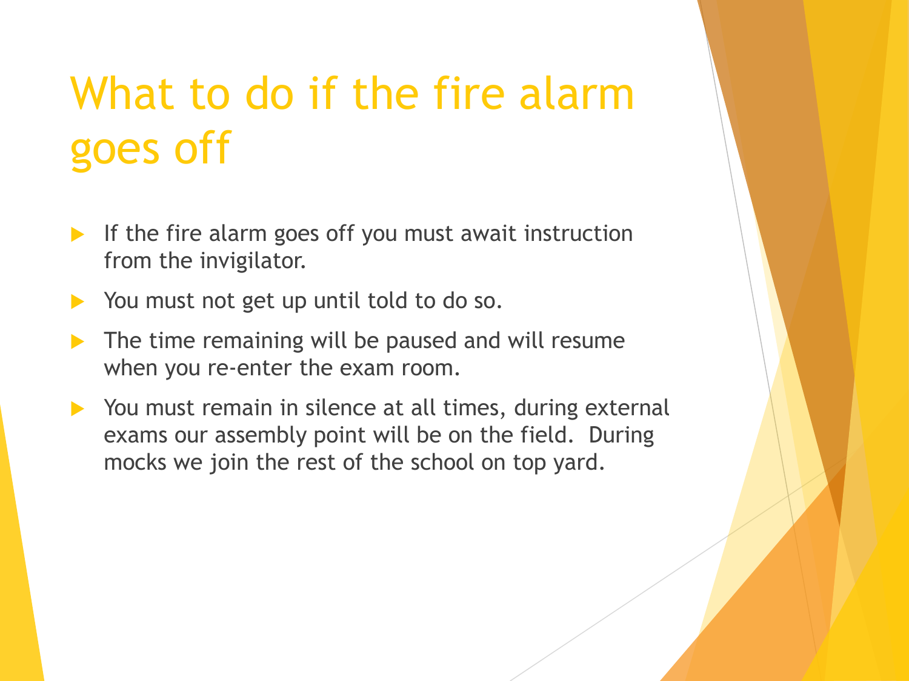# What to do if the fire alarm goes off

- If the fire alarm goes off you must await instruction from the invigilator.
- You must not get up until told to do so.
- The time remaining will be paused and will resume when you re-enter the exam room.
- You must remain in silence at all times, during external exams our assembly point will be on the field. During mocks we join the rest of the school on top yard.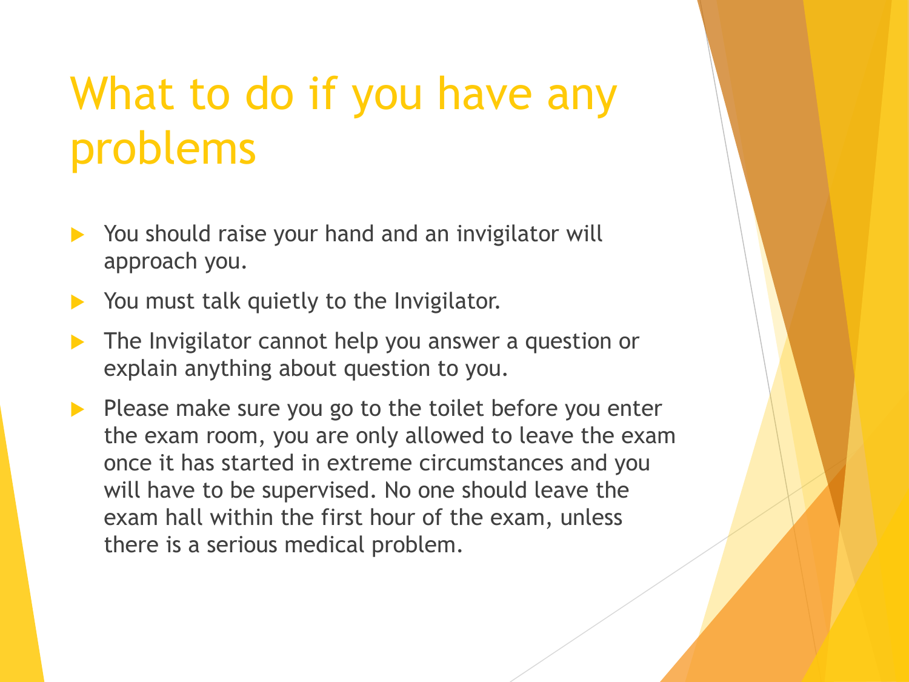# What to do if you have any problems

- You should raise your hand and an invigilator will approach you.
- You must talk quietly to the Invigilator.
- The Invigilator cannot help you answer a question or explain anything about question to you.
- Please make sure you go to the toilet before you enter the exam room, you are only allowed to leave the exam once it has started in extreme circumstances and you will have to be supervised. No one should leave the exam hall within the first hour of the exam, unless there is a serious medical problem.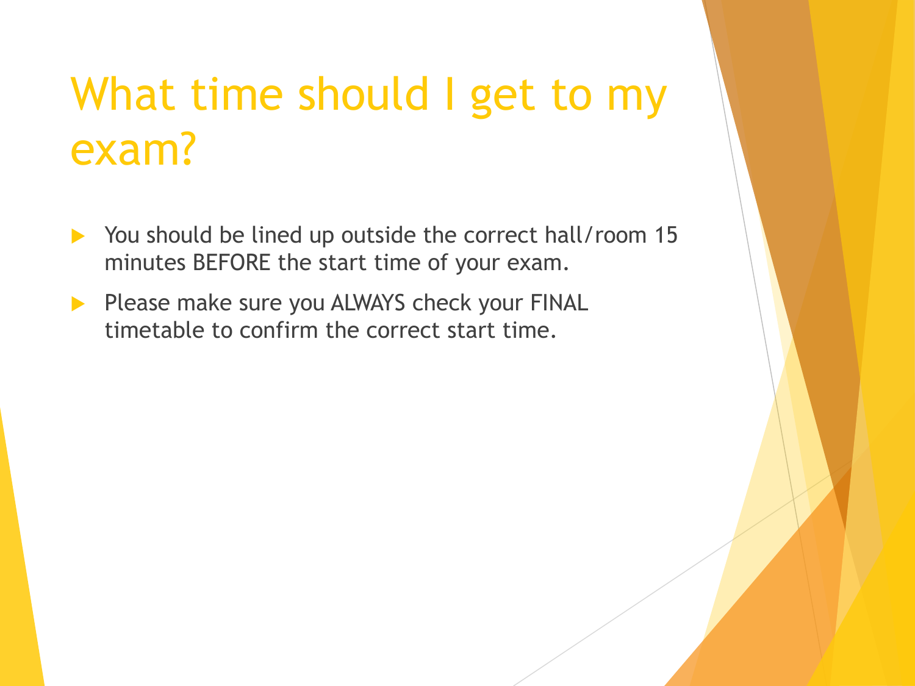# What time should I get to my exam?

- You should be lined up outside the correct hall/room 15 minutes BEFORE the start time of your exam.
- Please make sure you ALWAYS check your FINAL timetable to confirm the correct start time.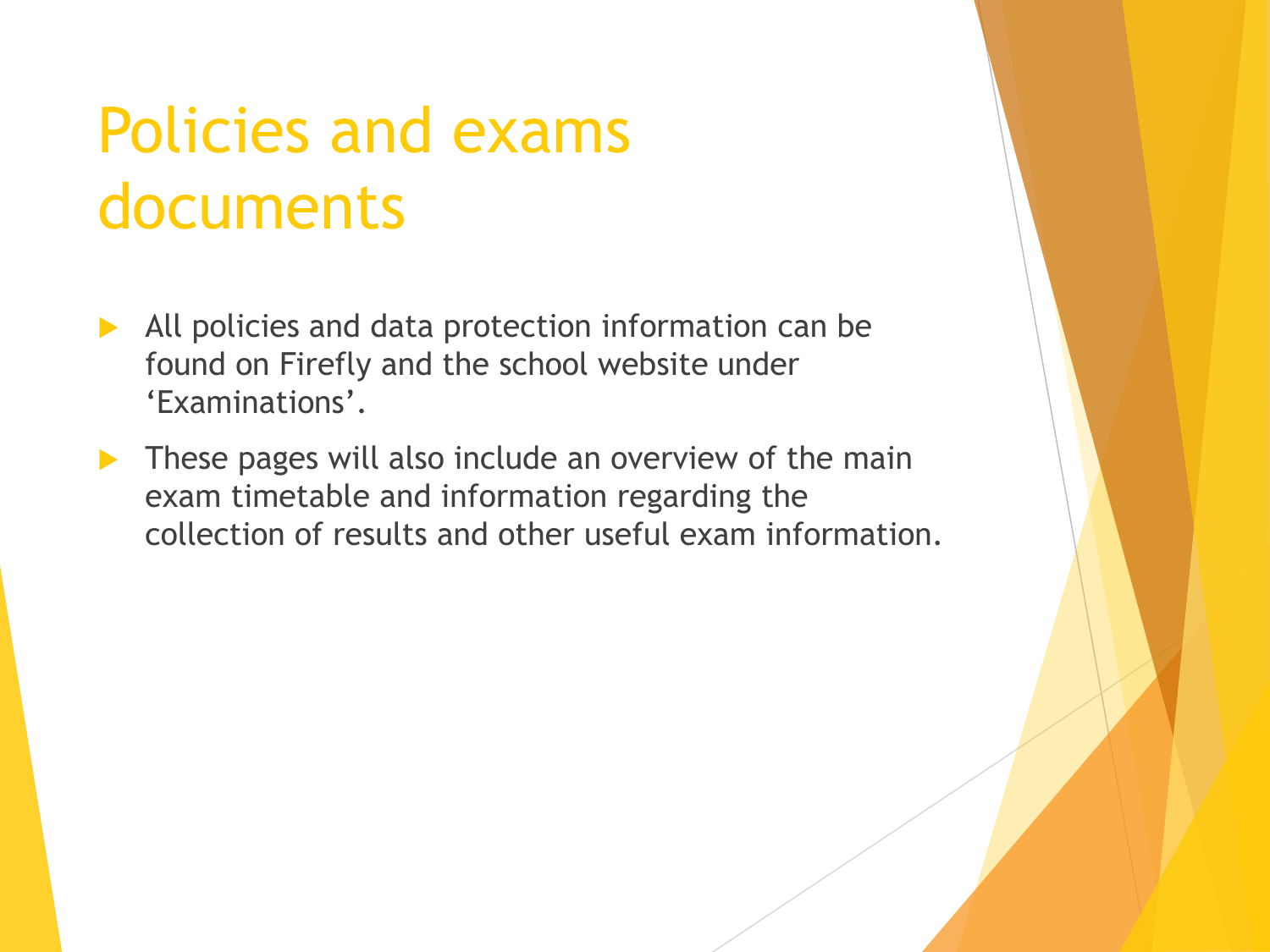# Policies and exams documents

- All policies and data protection information can be found on Firefly and the school website under 'Examinations'.
- These pages will also include an overview of the main exam timetable and information regarding the collection of results and other useful exam information.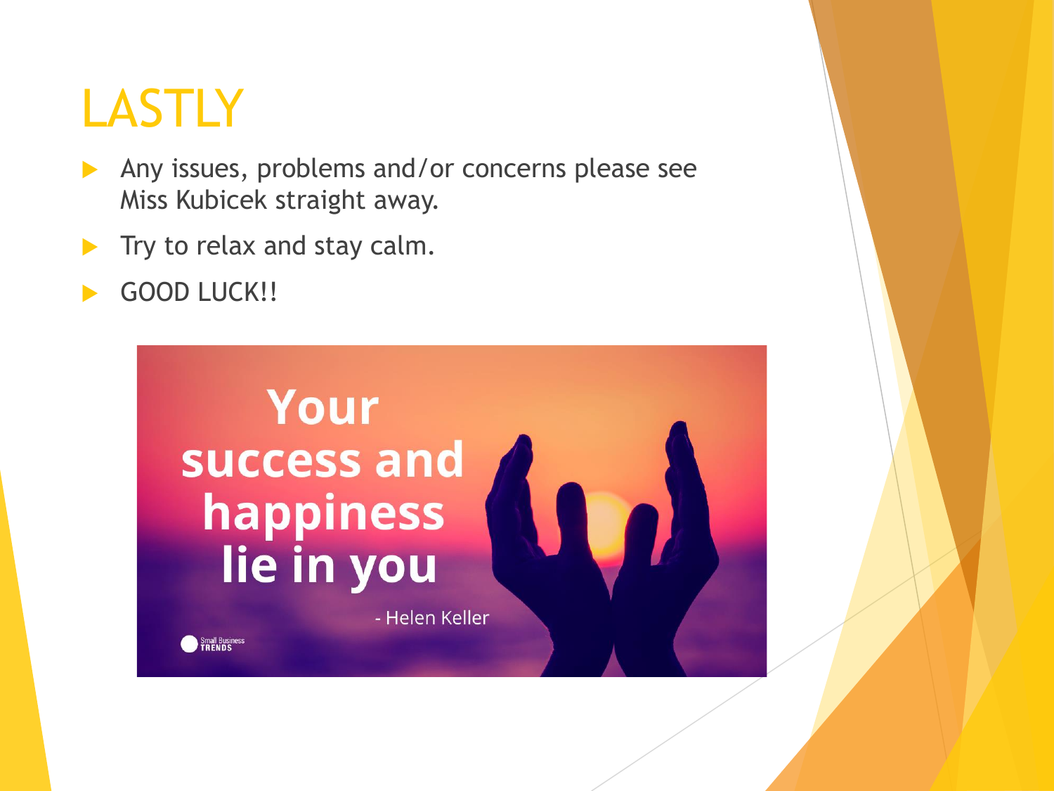# LASTLY

- Any issues, problems and/or concerns please see Miss Kubicek straight away.
- Try to relax and stay calm.
- GOOD LUCK!!

Your success and happiness lie in you

- Helen Keller